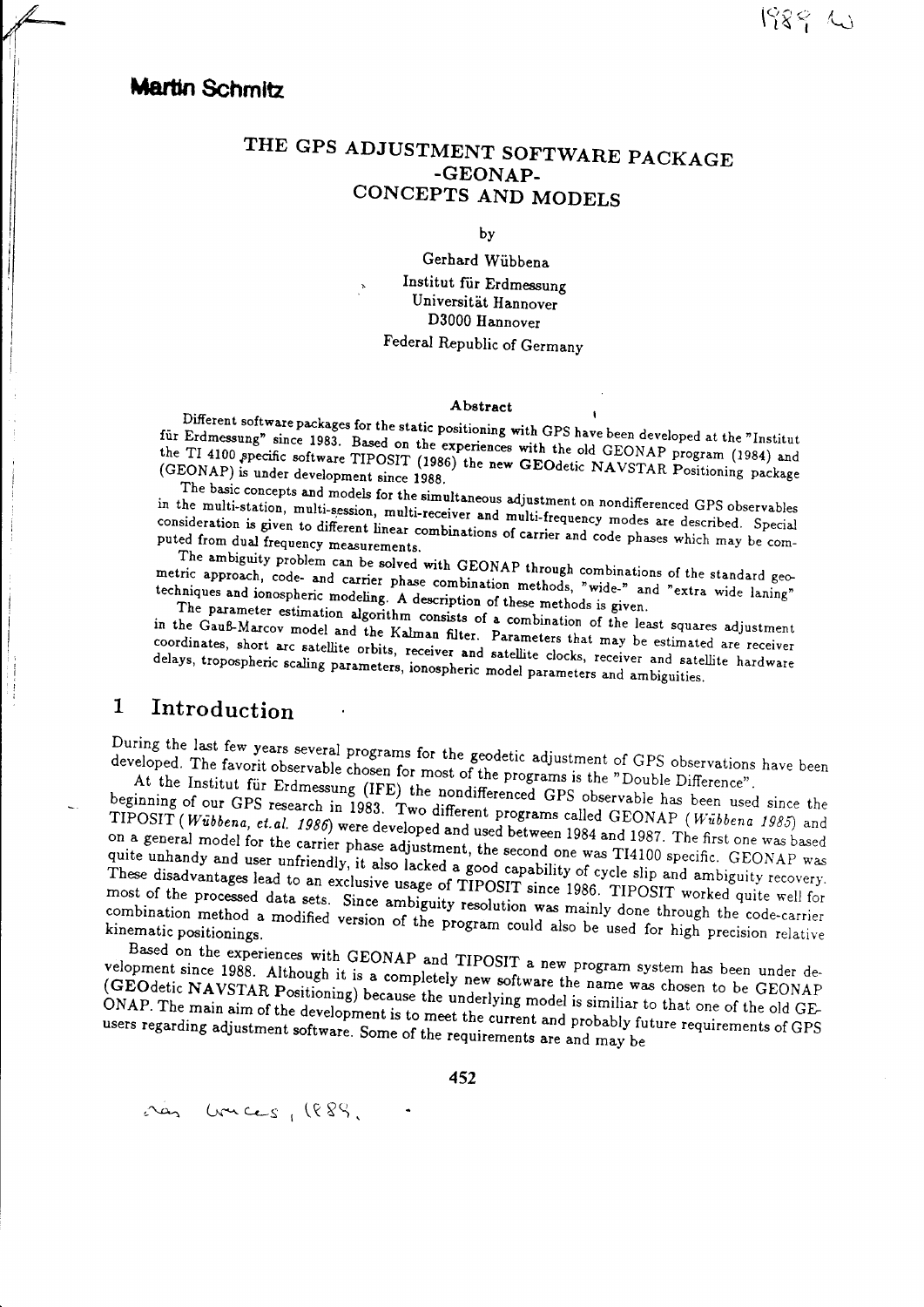**Martin Schmitz**

# THE GPS ADJUSTMENT SOFTWARE PACKAGE -GEONAP- CONCEPTS AND MODELS

by

Gerhard Wübbena
Institut für Erdmessung
Universität Hannover
D3000 Hannover
Federal Republic of Germany

## Abstract

Different software packages for the static positioning with GPS have been developed at the "Institut für Erdmessung" since 1983. Based on the experiences with the old GEONAP program (1984) and the TI 4100 specific software TIPOSIT (1986) the new GEOdetic NAVSTAR Positioning package (GEONAP) is under development since 1988.

The basic concepts and models for the simultaneous adjustment on nondifferenced GPS observables in the multi-station, multi-session, multi-receiver and multi-frequency modes are described. Special consideration is given to different linear combinations of carrier and code phases which may be computed from dual frequency measurements.

The ambiguity problem can be solved with GEONAP through combinations of the standard geometric approach, code- and carrier phase combination methods, "wide-" and "extra wide laning" techniques and ionospheric modeling. A description of these methods is given.

The parameter estimation algorithm consists of a combination of the least squares adjustment in the Gauß-Marcov model and the Kalman filter. Parameters that may be estimated are receiver coordinates, short arc satellite orbits, receiver and satellite clocks, receiver and satellite hardware delays, tropospheric scaling parameters, ionospheric model parameters and ambiguities.

## 1 Introduction

During the last few years several programs for the geodetic adjustment of GPS observations have been developed. The favorit observable chosen for most of the programs is the "Double Difference".

At the Institut für Erdmessung (IFE) the nondifferenced GPS observable has been used since the beginning of our GPS research in 1983. Two different programs called GEONAP (*Wübbena 1985*) and TIPOSIT (*Wübbena, et.al. 1986*) were developed and used between 1984 and 1987. The first one was based on a general model for the carrier phase adjustment, the second one was TI4100 specific. GEONAP was quite unhandy and user unfriendly, it also lacked a good capability of cycle slip and ambiguity recovery. These disadvantages lead to an exclusive usage of TIPOSIT since 1986. TIPOSIT worked quite well for most of the processed data sets. Since ambiguity resolution was mainly done through the code-carrier combination method a modified version of the program could also be used for high precision relative kinematic positionings.

Based on the experiences with GEONAP and TIPOSIT a new program system has been under development since 1988. Although it is a completely new software the name was chosen to be GEONAP (GEOdetic NAVSTAR Positioning) because the underlying model is similiar to that one of the old GEONAP. The main aim of the development is to meet the current and probably future requirements of GPS users regarding adjustment software. Some of the requirements are and may be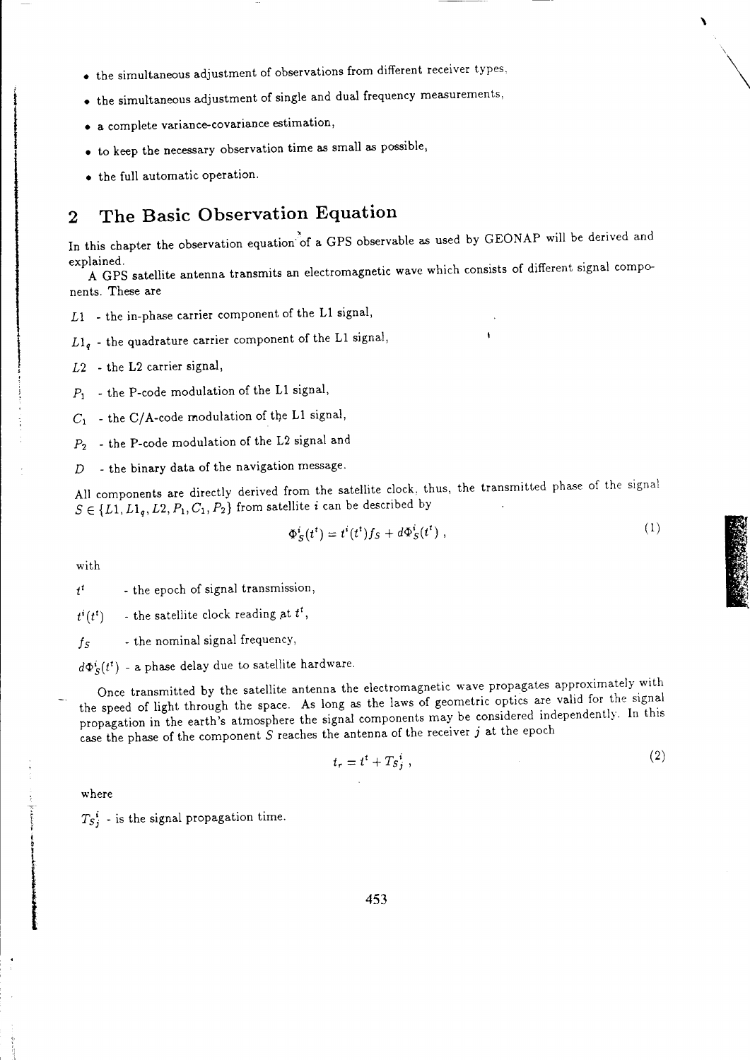- the simultaneous adjustment of observations from different receiver types,
- the simultaneous adjustment of single and dual frequency measurements,
- a complete variance-covariance estimation,
- to keep the necessary observation time as small as possible,
- the full automatic operation.

## 2 The Basic Observation Equation

In this chapter the observation equation of a GPS observable as used by GEONAP will be derived and explained.

A GPS satellite antenna transmits an electromagnetic wave which consists of different signal components. These are

$L1$ - the in-phase carrier component of the L1 signal,

$L1_q$ - the quadrature carrier component of the L1 signal,

$L2$ - the L2 carrier signal,

$P_1$ - the P-code modulation of the L1 signal,

$C_1$ - the C/A-code modulation of the L1 signal,

$P_2$ - the P-code modulation of the L2 signal and

$D$ - the binary data of the navigation message.

All components are directly derived from the satellite clock, thus, the transmitted phase of the signal $S \in \{L1, L1_q, L2, P_1, C_1, P_2\}$ from satellite $i$ can be described by

$$\Phi_S^i(t^t) = t^i(t^t) f_S + d\Phi_S^i(t^t) \; , \tag{1}$$

with

$t^t$ - the epoch of signal transmission,

$t^i(t^t)$ - the satellite clock reading at $t^t$,

$f_S$ - the nominal signal frequency,

$d\Phi_S^i(t^t)$ - a phase delay due to satellite hardware.

Once transmitted by the satellite antenna the electromagnetic wave propagates approximately with the speed of light through the space. As long as the laws of geometric optics are valid for the signal propagation in the earth's atmosphere the signal components may be considered independently. In this case the phase of the component $S$ reaches the antenna of the receiver $j$ at the epoch

$$t_r = t^t + T{S}_j^i \; , \tag{2}$$

where

$T{S}_j^i$ - is the signal propagation time.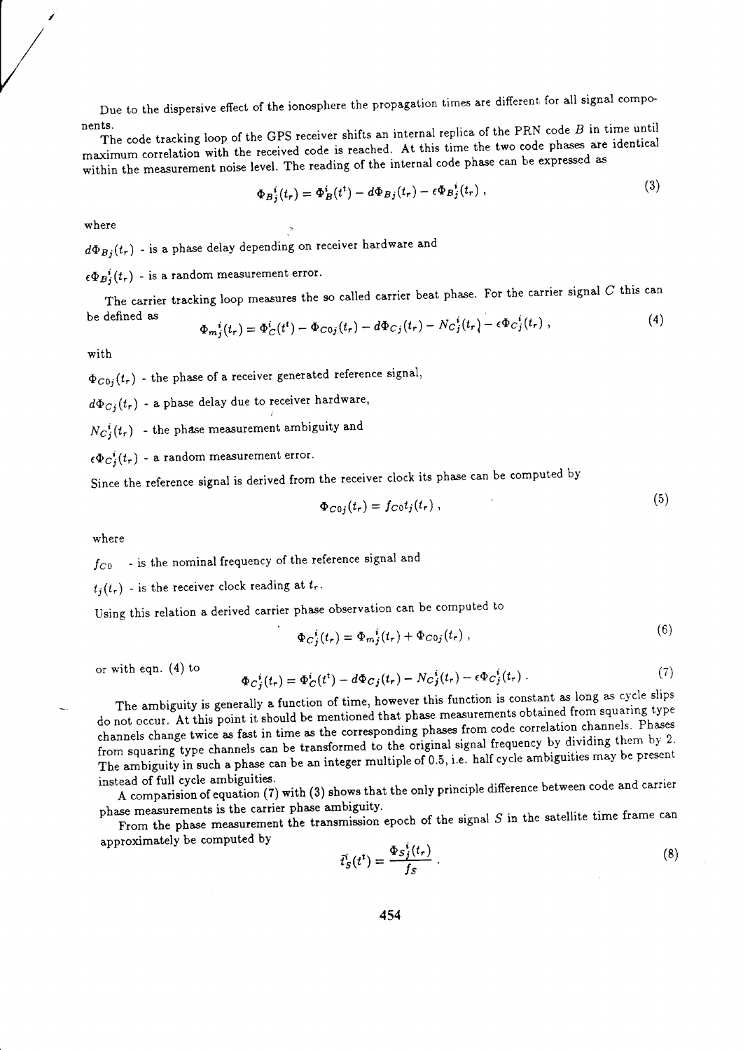Due to the dispersive effect of the ionosphere the propagation times are different for all signal components.

The code tracking loop of the GPS receiver shifts an internal replica of the PRN code $B$ in time until maximum correlation with the received code is reached. At this time the two code phases are identical within the measurement noise level. The reading of the internal code phase can be expressed as

$$\Phi_{Bj}^{\,i}(t_r) = \Phi_B^i(t^t) - d\Phi_{Bj}(t_r) - \epsilon\Phi_{Bj}^{\,i}(t_r) , \tag{3}$$

where

$d\Phi_{Bj}(t_r)$ - is a phase delay depending on receiver hardware and

$\epsilon\Phi_{Bj}^{\,i}(t_r)$ - is a random measurement error.

The carrier tracking loop measures the so called carrier beat phase. For the carrier signal $C$ this can be defined as

$$\Phi_{mj}^{\,i}(t_r) = \Phi_C^i(t^t) - \Phi_{C0j}(t_r) - d\Phi_{Cj}(t_r) - N_{Cj}^{\,i}(t_r) - \epsilon\Phi_{Cj}^{\,i}(t_r) , \tag{4}$$

with

$\Phi_{C0j}(t_r)$ - the phase of a receiver generated reference signal,

$d\Phi_{Cj}(t_r)$ - a phase delay due to receiver hardware,

$N_{Cj}^{\,i}(t_r)$ - the phase measurement ambiguity and

$\epsilon\Phi_{Cj}^{\,i}(t_r)$ - a random measurement error.

Since the reference signal is derived from the receiver clock its phase can be computed by

$$\Phi_{C0j}(t_r) = f_{C0} t_j(t_r) , \tag{5}$$

where

$f_{C0}$ - is the nominal frequency of the reference signal and

$t_j(t_r)$ - is the receiver clock reading at $t_r$.

Using this relation a derived carrier phase observation can be computed to

$$\Phi_{Cj}^{\,i}(t_r) = \Phi_{mj}^{\,i}(t_r) + \Phi_{C0j}(t_r) , \tag{6}$$

or with eqn. (4) to

$$\Phi_{Cj}^{\,i}(t_r) = \Phi_C^i(t^t) - d\Phi_{Cj}(t_r) - N_{Cj}^{\,i}(t_r) - \epsilon\Phi_{Cj}^{\,i}(t_r) . \tag{7}$$

The ambiguity is generally a function of time, however this function is constant as long as cycle slips do not occur. At this point it should be mentioned that phase measurements obtained from squaring type channels change twice as fast in time as the corresponding phases from code correlation channels. Phases from squaring type channels can be transformed to the original signal frequency by dividing them by 2. The ambiguity in such a phase can be an integer multiple of 0.5, i.e. half cycle ambiguities may be present instead of full cycle ambiguities.

A comparision of equation (7) with (3) shows that the only principle difference between code and carrier phase measurements is the carrier phase ambiguity.

From the phase measurement the transmission epoch of the signal $S$ in the satellite time frame can approximately be computed by

$$\tilde{t}_S^i(t^t) = \frac{\Phi_{Sj}^{\,i}(t_r)}{f_S} . \tag{8}$$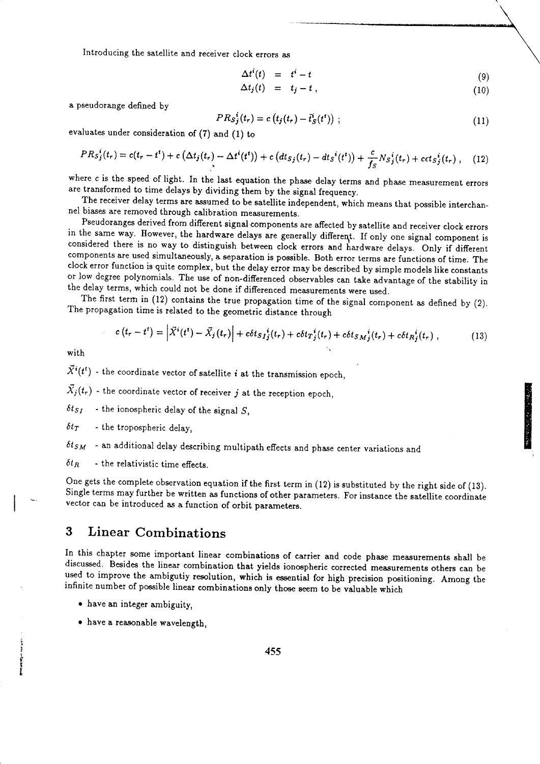Introducing the satellite and receiver clock errors as

$$\Delta t^i(t) = t^i - t \tag{9}$$

$$\Delta t_j(t) = t_j - t , \tag{10}$$

a pseudorange defined by

$$PR_{S_j^i}(t_r) = c\left(t_j(t_r) - \tilde{t}_S^i(t^t)\right) ; \tag{11}$$

evaluates under consideration of (7) and (1) to

$$PR_{S_j^i}(t_r) = c(t_r - t^t) + c\left(\Delta t_j(t_r) - \Delta t^i(t^t)\right) + c\left(dt_{S_j}(t_r) - dt_S{}^i(t^t)\right) + \frac{c}{f_S} N_{S_j^i}(t_r) + c\epsilon t_{S_j^i}(t_r) , \tag{12}$$

where $c$ is the speed of light. In the last equation the phase delay terms and phase measurement errors are transformed to time delays by dividing them by the signal frequency.

The receiver delay terms are assumed to be satellite independent, which means that possible interchannel biases are removed through calibration measurements.

Pseudoranges derived from different signal components are affected by satellite and receiver clock errors in the same way. However, the hardware delays are generally different. If only one signal component is considered there is no way to distinguish between clock errors and hardware delays. Only if different components are used simultaneously, a separation is possible. Both error terms are functions of time. The clock error function is quite complex, but the delay error may be described by simple models like constants or low degree polynomials. The use of non-differenced observables can take advantage of the stability in the delay terms, which could not be done if differenced measurements were used.

The first term in (12) contains the true propagation time of the signal component as defined by (2). The propagation time is related to the geometric distance through

$$c\left(t_r - t^t\right) = \left|\vec{X}^i(t^t) - \vec{X}_j(t_r)\right| + c\delta t_{S_I}{}_j^i(t_r) + c\delta t_{T}{}_j^i(t_r) + c\delta t_{S_M}{}_j^i(t_r) + c\delta t_{R}{}_j^i(t_r) , \tag{13}$$

with

$\vec{X}^i(t^t)$ - the coordinate vector of satellite $i$ at the transmission epoch,

$\vec{X}_j(t_r)$ - the coordinate vector of receiver $j$ at the reception epoch,

$\delta t_{S_I}$ - the ionospheric delay of the signal $S$,

$\delta t_T$ - the tropospheric delay,

$\delta t_{S_M}$ - an additional delay describing multipath effects and phase center variations and

$\delta t_R$ - the relativistic time effects.

One gets the complete observation equation if the first term in (12) is substituted by the right side of (13). Single terms may further be written as functions of other parameters. For instance the satellite coordinate vector can be introduced as a function of orbit parameters.

# 3 Linear Combinations

In this chapter some important linear combinations of carrier and code phase measurements shall be discussed. Besides the linear combination that yields ionospheric corrected measurements others can be used to improve the ambigutiy resolution, which is essential for high precision positioning. Among the infinite number of possible linear combinations only those seem to be valuable which

- have an integer ambiguity,
- have a reasonable wavelength,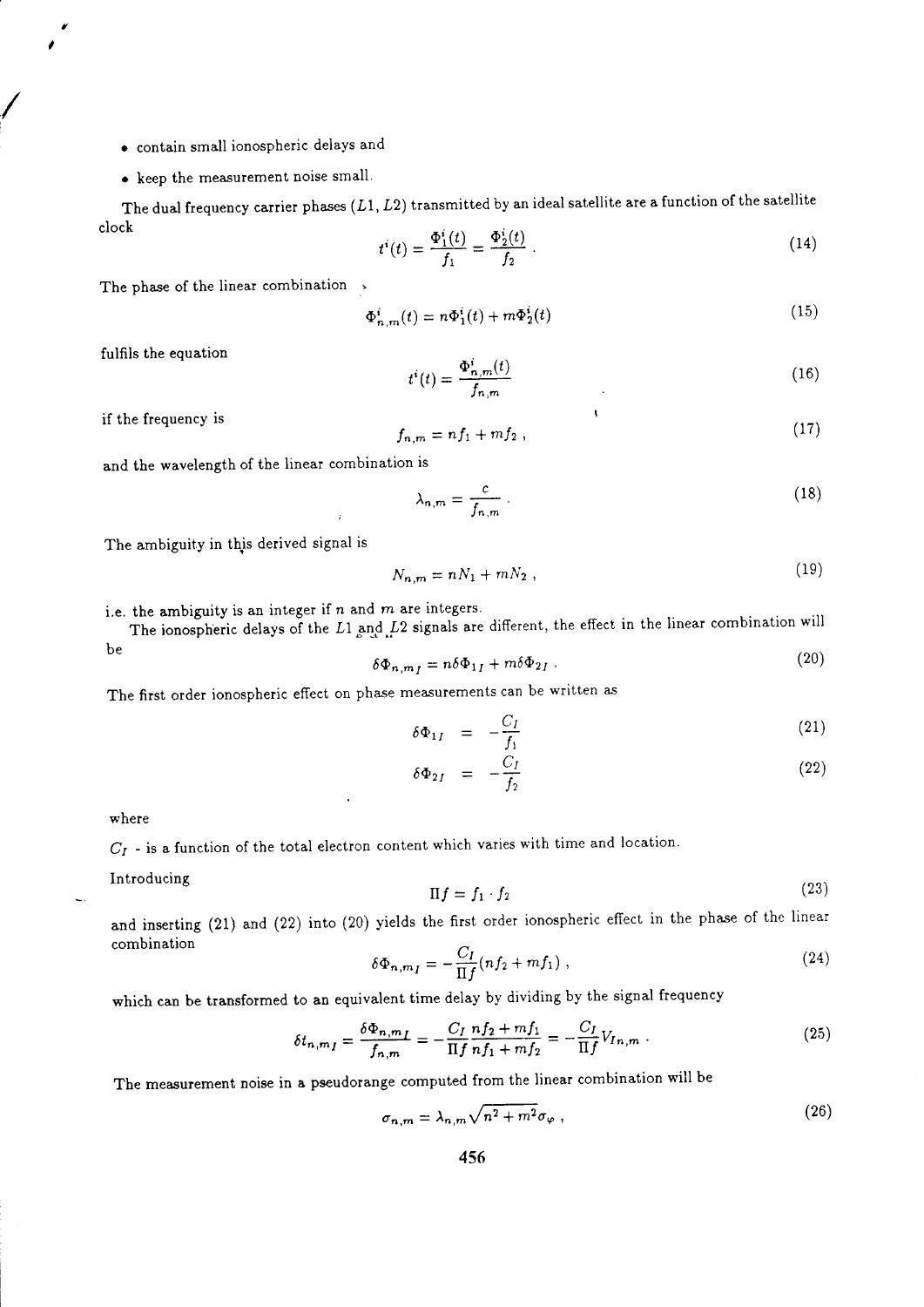- contain small ionospheric delays and
- keep the measurement noise small.

The dual frequency carrier phases ($L1, L2$) transmitted by an ideal satellite are a function of the satellite clock

$$t^i(t) = \frac{\Phi_1^i(t)}{f_1} = \frac{\Phi_2^i(t)}{f_2} . \tag{14}$$

The phase of the linear combination

$$\Phi_{n,m}^i(t) = n\Phi_1^i(t) + m\Phi_2^i(t) \tag{15}$$

fulfils the equation

$$t^i(t) = \frac{\Phi_{n,m}^i(t)}{f_{n,m}} \tag{16}$$

if the frequency is

$$f_{n,m} = nf_1 + mf_2 , \tag{17}$$

and the wavelength of the linear combination is

$$\lambda_{n,m} = \frac{c}{f_{n,m}} . \tag{18}$$

The ambiguity in this derived signal is

$$N_{n,m} = nN_1 + mN_2 , \tag{19}$$

i.e. the ambiguity is an integer if $n$ and $m$ are integers.

The ionospheric delays of the $L1$ and $L2$ signals are different, the effect in the linear combination will be

$$\delta\Phi_{n,m_I} = n\delta\Phi_{1I} + m\delta\Phi_{2I} . \tag{20}$$

The first order ionospheric effect on phase measurements can be written as

$$\delta\Phi_{1I} = -\frac{C_I}{f_1} \tag{21}$$

$$\delta\Phi_{2I} = -\frac{C_I}{f_2} \tag{22}$$

where

$C_I$ - is a function of the total electron content which varies with time and location.

Introducing

$$\Pi f = f_1 \cdot f_2 \tag{23}$$

and inserting (21) and (22) into (20) yields the first order ionospheric effect in the phase of the linear combination

$$\delta\Phi_{n,m_I} = -\frac{C_I}{\Pi f}(nf_2 + mf_1) , \tag{24}$$

which can be transformed to an equivalent time delay by dividing by the signal frequency

$$\delta t_{n,m_I} = \frac{\delta\Phi_{n,m_I}}{f_{n,m}} = -\frac{C_I}{\Pi f}\frac{nf_2 + mf_1}{nf_1 + mf_2} = -\frac{C_I}{\Pi f}V_{I n,m} . \tag{25}$$

The measurement noise in a pseudorange computed from the linear combination will be

$$\sigma_{n,m} = \lambda_{n,m}\sqrt{n^2 + m^2}\sigma_\varphi , \tag{26}$$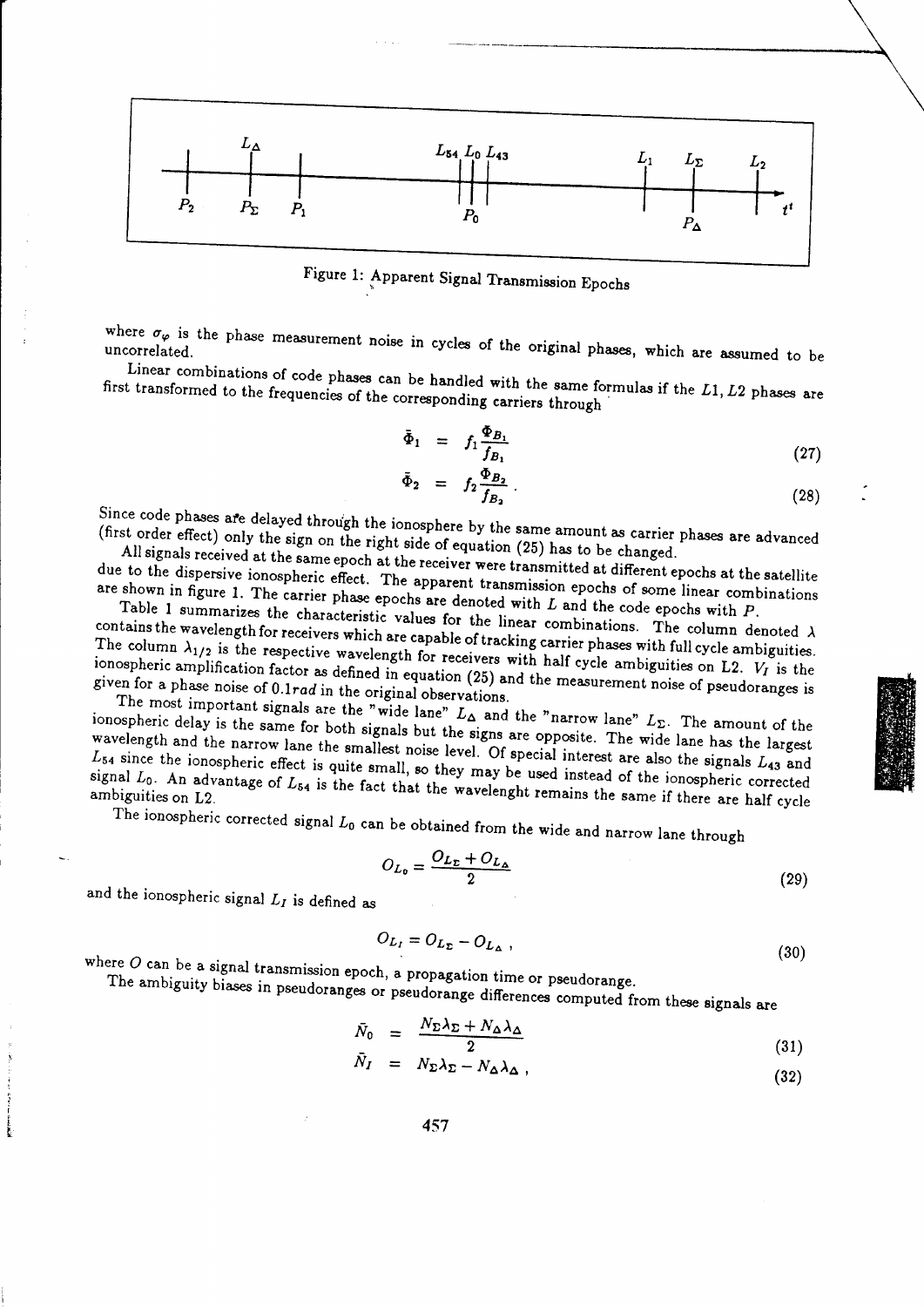$L_\Delta$ $L_{54}$ $L_0$ $L_{43}$ $L_1$ $L_\Sigma$ $L_2$

$P_2$ $P_\Sigma$ $P_1$ $P_0$ $P_\Delta$ $t'$

Figure 1: Apparent Signal Transmission Epochs

where $\sigma_\varphi$ is the phase measurement noise in cycles of the original phases, which are assumed to be uncorrelated.

Linear combinations of code phases can be handled with the same formulas if the $L1, L2$ phases are first transformed to the frequencies of the corresponding carriers through

$$\bar{\Phi}_1 = f_1 \frac{\Phi_{B_1}}{f_{B_1}} \tag{27}$$

$$\bar{\Phi}_2 = f_2 \frac{\Phi_{B_2}}{f_{B_2}} . \tag{28}$$

Since code phases are delayed through the ionosphere by the same amount as carrier phases are advanced (first order effect) only the sign on the right side of equation (25) has to be changed.

All signals received at the same epoch at the receiver were transmitted at different epochs at the satellite due to the dispersive ionospheric effect. The apparent transmission epochs of some linear combinations are shown in figure 1. The carrier phase epochs are denoted with $L$ and the code epochs with $P$.

Table 1 summarizes the characteristic values for the linear combinations. The column denoted $\lambda$ contains the wavelength for receivers which are capable of tracking carrier phases with full cycle ambiguities. The column $\lambda_{1/2}$ is the respective wavelength for receivers with half cycle ambiguities on L2. $V_I$ is the ionospheric amplification factor as defined in equation (25) and the measurement noise of pseudoranges is given for a phase noise of $0.1 rad$ in the original observations.

The most important signals are the "wide lane" $L_\Delta$ and the "narrow lane" $L_\Sigma$. The amount of the ionospheric delay is the same for both signals but the signs are opposite. The wide lane has the largest wavelength and the narrow lane the smallest noise level. Of special interest are also the signals $L_{43}$ and $L_{54}$ since the ionospheric effect is quite small, so they may be used instead of the ionospheric corrected signal $L_0$. An advantage of $L_{54}$ is the fact that the wavelenght remains the same if there are half cycle ambiguities on L2.

The ionospheric corrected signal $L_0$ can be obtained from the wide and narrow lane through

$$O_{L_0} = \frac{O_{L_\Sigma} + O_{L_\Delta}}{2} \tag{29}$$

and the ionospheric signal $L_I$ is defined as

$$O_{L_I} = O_{L_\Sigma} - O_{L_\Delta} , \tag{30}$$

where $O$ can be a signal transmission epoch, a propagation time or pseudorange.

The ambiguity biases in pseudoranges or pseudorange differences computed from these signals are

$$\bar{N}_0 = \frac{N_\Sigma \lambda_\Sigma + N_\Delta \lambda_\Delta}{2} \tag{31}$$

$$\bar{N}_I = N_\Sigma \lambda_\Sigma - N_\Delta \lambda_\Delta , \tag{32}$$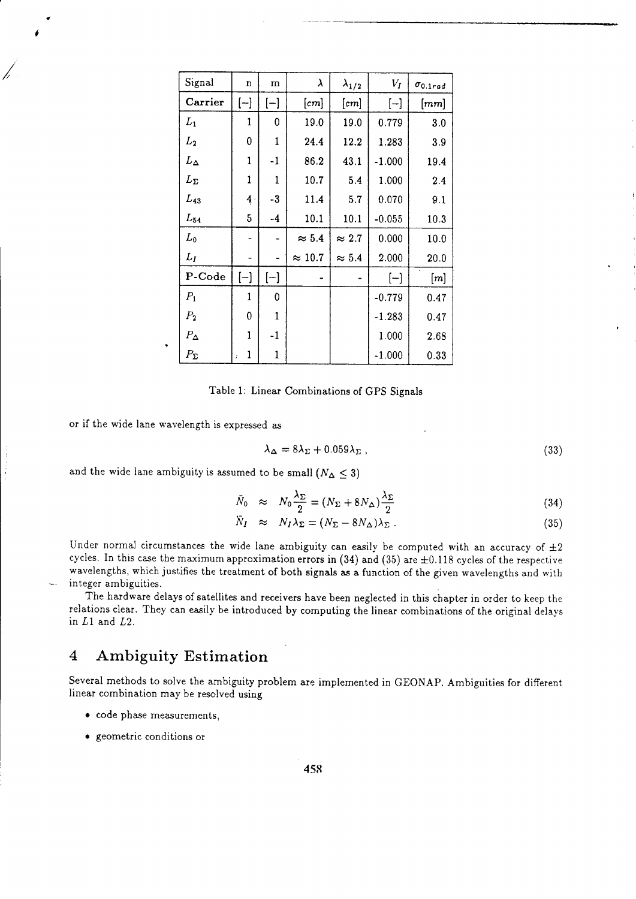| Signal | n | m | $\lambda$ | $\lambda_{1/2}$ | $V_I$ | $\sigma_{0.1rad}$ |
|---|---|---|---|---|---|---|
| **Carrier** | [–] | [–] | [*cm*] | [*cm*] | [–] | [*mm*] |
| $L_1$ | 1 | 0 | 19.0 | 19.0 | 0.779 | 3.0 |
| $L_2$ | 0 | 1 | 24.4 | 12.2 | 1.283 | 3.9 |
| $L_\Delta$ | 1 | -1 | 86.2 | 43.1 | -1.000 | 19.4 |
| $L_\Sigma$ | 1 | 1 | 10.7 | 5.4 | 1.000 | 2.4 |
| $L_{43}$ | 4 | -3 | 11.4 | 5.7 | 0.070 | 9.1 |
| $L_{54}$ | 5 | -4 | 10.1 | 10.1 | -0.055 | 10.3 |
| $L_0$ | - | - | $\approx 5.4$ | $\approx 2.7$ | 0.000 | 10.0 |
| $L_I$ | - | - | $\approx 10.7$ | $\approx 5.4$ | 2.000 | 20.0 |
| **P-Code** | [–] | [–] | - | - | [–] | [*m*] |
| $P_1$ | 1 | 0 | | | -0.779 | 0.47 |
| $P_2$ | 0 | 1 | | | -1.283 | 0.47 |
| $P_\Delta$ | 1 | -1 | | | 1.000 | 2.68 |
| $P_\Sigma$ | 1 | 1 | | | -1.000 | 0.33 |

Table 1: Linear Combinations of GPS Signals

or if the wide lane wavelength is expressed as

$$\lambda_\Delta = 8\lambda_\Sigma + 0.059\lambda_\Sigma \,, \tag{33}$$

and the wide lane ambiguity is assumed to be small ($N_\Delta \leq 3$)

$$\tilde{N}_0 \approx N_0 \frac{\lambda_\Sigma}{2} = (N_\Sigma + 8N_\Delta)\frac{\lambda_\Sigma}{2} \tag{34}$$

$$\tilde{N}_I \approx N_I \lambda_\Sigma = (N_\Sigma - 8N_\Delta)\lambda_\Sigma \,. \tag{35}$$

Under normal circumstances the wide lane ambiguity can easily be computed with an accuracy of $\pm 2$ cycles. In this case the maximum approximation errors in (34) and (35) are $\pm 0.118$ cycles of the respective wavelengths, which justifies the treatment of both signals as a function of the given wavelengths and with integer ambiguities.

The hardware delays of satellites and receivers have been neglected in this chapter in order to keep the relations clear. They can easily be introduced by computing the linear combinations of the original delays in $L1$ and $L2$.

# 4 Ambiguity Estimation

Several methods to solve the ambiguity problem are implemented in GEONAP. Ambiguities for different linear combination may be resolved using

- code phase measurements,
- geometric conditions or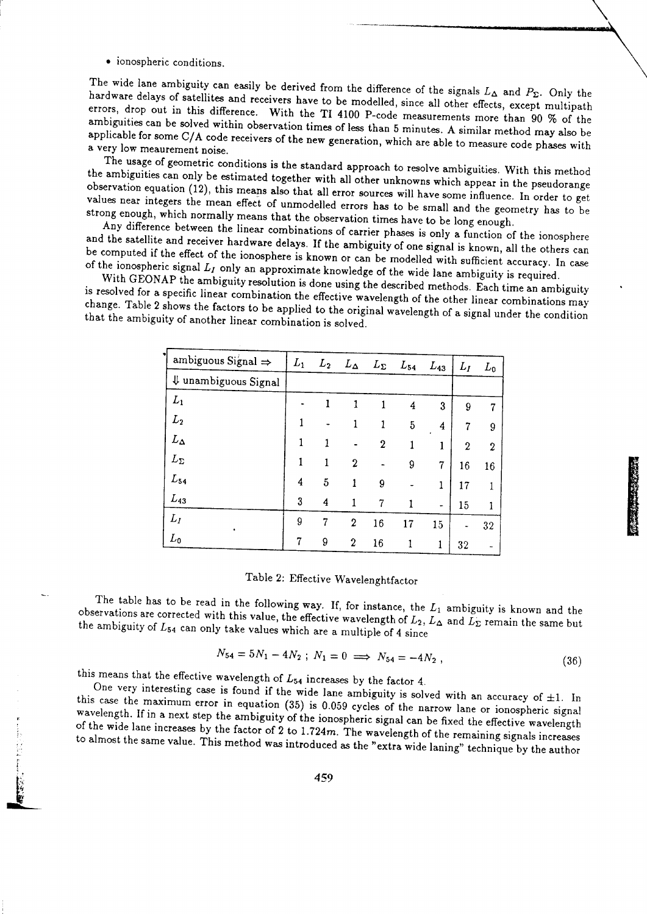- ionospheric conditions.

The wide lane ambiguity can easily be derived from the difference of the signals $L_\Delta$ and $P_\Sigma$. Only the hardware delays of satellites and receivers have to be modelled, since all other effects, except multipath errors, drop out in this difference. With the TI 4100 P-code measurements more than 90 % of the ambiguities can be solved within observation times of less than 5 minutes. A similar method may also be applicable for some C/A code receivers of the new generation, which are able to measure code phases with a very low measurement noise.

The usage of geometric conditions is the standard approach to resolve ambiguities. With this method the ambiguities can only be estimated together with all other unknowns which appear in the pseudorange observation equation (12), this means also that all error sources will have some influence. In order to get values near integers the mean effect of unmodelled errors has to be small and the geometry has to be strong enough, which normally means that the observation times have to be long enough.

Any difference between the linear combinations of carrier phases is only a function of the ionosphere and the satellite and receiver hardware delays. If the ambiguity of one signal is known, all the others can be computed if the effect of the ionosphere is known or can be modelled with sufficient accuracy. In case of the ionospheric signal $L_I$ only an approximate knowledge of the wide lane ambiguity is required.

With GEONAP the ambiguity resolution is done using the described methods. Each time an ambiguity is resolved for a specific linear combination the effective wavelength of the other linear combinations may change. Table 2 shows the factors to be applied to the original wavelength of a signal under the condition that the ambiguity of another linear combination is solved.

| ambiguous Signal ⇒ / ⇓ unambiguous Signal | $L_1$ | $L_2$ | $L_\Delta$ | $L_\Sigma$ | $L_{54}$ | $L_{43}$ | $L_I$ | $L_0$ |
|---|---|---|---|---|---|---|---|---|
| $L_1$ | - | 1 | 1 | 1 | 4 | 3 | 9 | 7 |
| $L_2$ | 1 | - | 1 | 1 | 5 | 4 | 7 | 9 |
| $L_\Delta$ | 1 | 1 | - | 2 | 1 | 1 | 2 | 2 |
| $L_\Sigma$ | 1 | 1 | 2 | - | 9 | 7 | 16 | 16 |
| $L_{54}$ | 4 | 5 | 1 | 9 | - | 1 | 17 | 1 |
| $L_{43}$ | 3 | 4 | 1 | 7 | 1 | - | 15 | 1 |
| $L_I$ | 9 | 7 | 2 | 16 | 17 | 15 | - | 32 |
| $L_0$ | 7 | 9 | 2 | 16 | 1 | 1 | 32 | - |

Table 2: Effective Wavelenghtfactor

The table has to be read in the following way. If, for instance, the $L_1$ ambiguity is known and the observations are corrected with this value, the effective wavelength of $L_2$, $L_\Delta$ and $L_\Sigma$ remain the same but the ambiguity of $L_{54}$ can only take values which are a multiple of 4 since

$$N_{54} = 5N_1 - 4N_2 \; ; \; N_1 = 0 \implies N_{54} = -4N_2 \, , \tag{36}$$

this means that the effective wavelength of $L_{54}$ increases by the factor 4.

One very interesting case is found if the wide lane ambiguity is solved with an accuracy of $\pm 1$. In this case the maximum error in equation (35) is 0.059 cycles of the narrow lane or ionospheric signal wavelength. If in a next step the ambiguity of the ionospheric signal can be fixed the effective wavelength of the wide lane increases by the factor of 2 to 1.724$m$. The wavelength of the remaining signals increases to almost the same value. This method was introduced as the "extra wide laning" technique by the author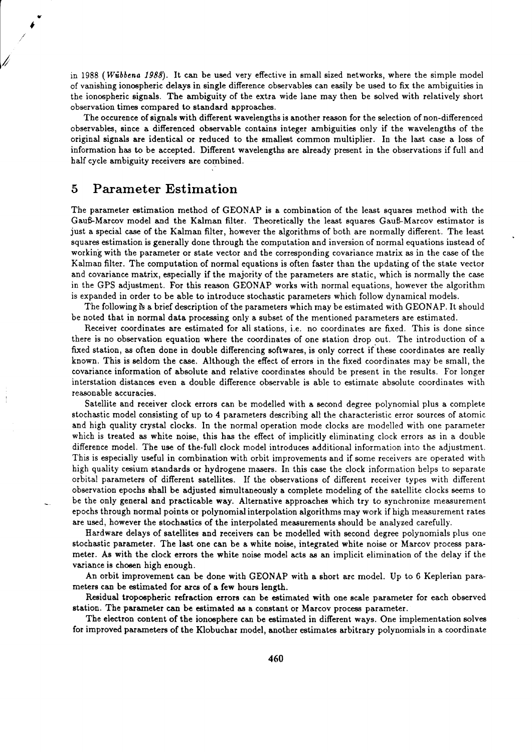in 1988 (*Wübbena 1988*). It can be used very effective in small sized networks, where the simple model of vanishing ionospheric delays in single difference observables can easily be used to fix the ambiguities in the ionospheric signals. The ambiguity of the extra wide lane may then be solved with relatively short observation times compared to standard approaches.

The occurence of signals with different wavelengths is another reason for the selection of non-differenced observables, since a differenced observable contains integer ambiguities only if the wavelengths of the original signals are identical or reduced to the smallest common multiplier. In the last case a loss of information has to be accepted. Different wavelengths are already present in the observations if full and half cycle ambiguity receivers are combined.

## 5 Parameter Estimation

The parameter estimation method of GEONAP is a combination of the least squares method with the Gauß-Marcov model and the Kalman filter. Theoretically the least squares Gauß-Marcov estimator is just a special case of the Kalman filter, however the algorithms of both are normally different. The least squares estimation is generally done through the computation and inversion of normal equations instead of working with the parameter or state vector and the corresponding covariance matrix as in the case of the Kalman filter. The computation of normal equations is often faster than the updating of the state vector and covariance matrix, especially if the majority of the parameters are static, which is normally the case in the GPS adjustment. For this reason GEONAP works with normal equations, however the algorithm is expanded in order to be able to introduce stochastic parameters which follow dynamical models.

The following is a brief description of the parameters which may be estimated with GEONAP. It should be noted that in normal data processing only a subset of the mentioned parameters are estimated.

Receiver coordinates are estimated for all stations, i.e. no coordinates are fixed. This is done since there is no observation equation where the coordinates of one station drop out. The introduction of a fixed station, as often done in double differencing softwares, is only correct if these coordinates are really known. This is seldom the case. Although the effect of errors in the fixed coordinates may be small, the covariance information of absolute and relative coordinates should be present in the results. For longer interstation distances even a double difference observable is able to estimate absolute coordinates with reasonable accuracies.

Satellite and receiver clock errors can be modelled with a second degree polynomial plus a complete stochastic model consisting of up to 4 parameters describing all the characteristic error sources of atomic and high quality crystal clocks. In the normal operation mode clocks are modelled with one parameter which is treated as white noise, this has the effect of implicitly eliminating clock errors as in a double difference model. The use of the full clock model introduces additional information into the adjustment. This is especially useful in combination with orbit improvements and if some receivers are operated with high quality cesium standards or hydrogene masers. In this case the clock information helps to separate orbital parameters of different satellites. If the observations of different receiver types with different observation epochs shall be adjusted simultaneously a complete modeling of the satellite clocks seems to be the only general and practicable way. Alternative approaches which try to synchronize measurement epochs through normal points or polynomial interpolation algorithms may work if high measurement rates are used, however the stochastics of the interpolated measurements should be analyzed carefully.

Hardware delays of satellites and receivers can be modelled with second degree polynomials plus one stochastic parameter. The last one can be a white noise, integrated white noise or Marcov process parameter. As with the clock errors the white noise model acts as an implicit elimination of the delay if the variance is chosen high enough.

An orbit improvement can be done with GEONAP with a short arc model. Up to 6 Keplerian parameters can be estimated for arcs of a few hours length.

Residual tropospheric refraction errors can be estimated with one scale parameter for each observed station. The parameter can be estimated as a constant or Marcov process parameter.

The electron content of the ionosphere can be estimated in different ways. One implementation solves for improved parameters of the Klobuchar model, another estimates arbitrary polynomials in a coordinate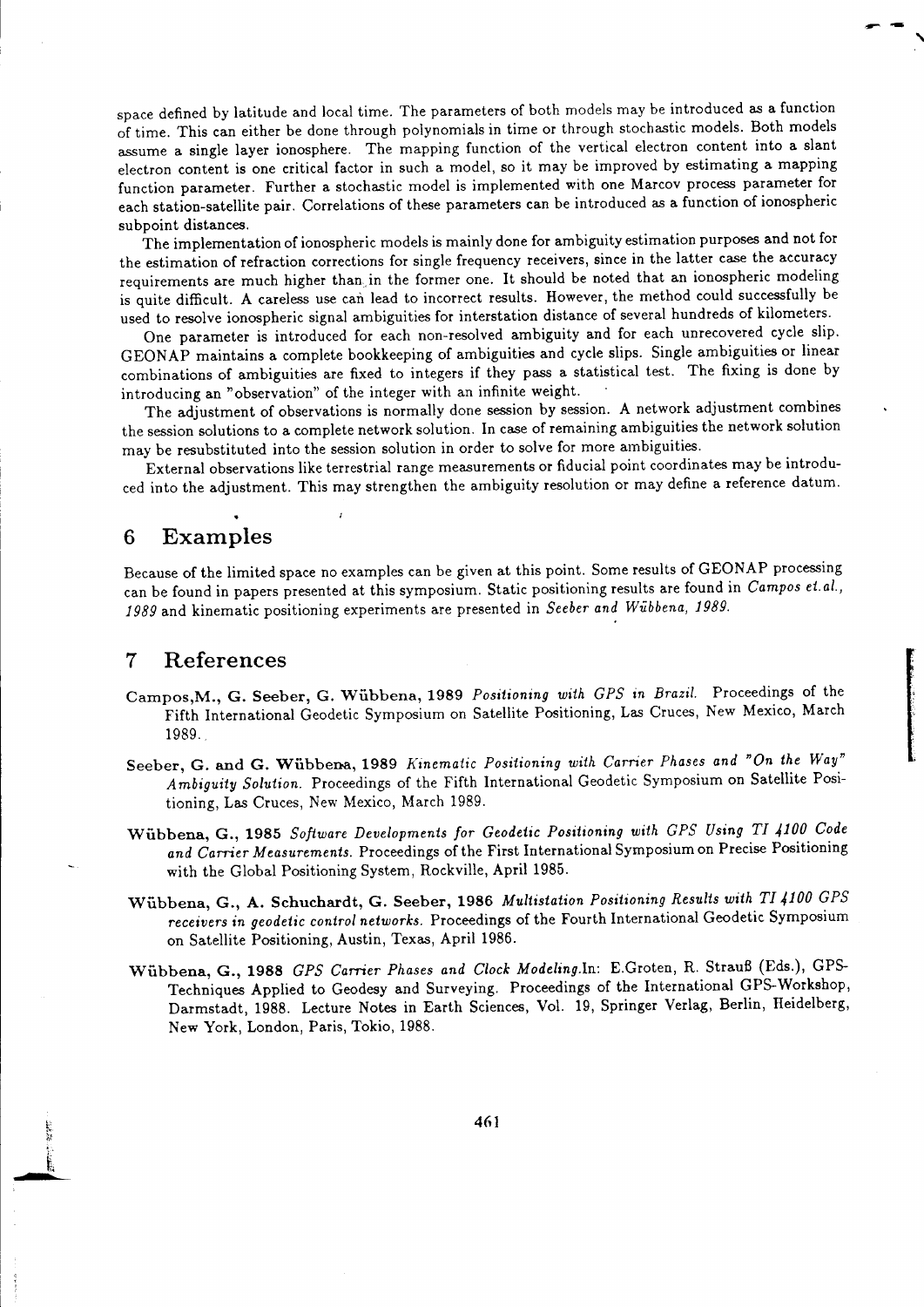space defined by latitude and local time. The parameters of both models may be introduced as a function of time. This can either be done through polynomials in time or through stochastic models. Both models assume a single layer ionosphere. The mapping function of the vertical electron content into a slant electron content is one critical factor in such a model, so it may be improved by estimating a mapping function parameter. Further a stochastic model is implemented with one Marcov process parameter for each station-satellite pair. Correlations of these parameters can be introduced as a function of ionospheric subpoint distances.

The implementation of ionospheric models is mainly done for ambiguity estimation purposes and not for the estimation of refraction corrections for single frequency receivers, since in the latter case the accuracy requirements are much higher than in the former one. It should be noted that an ionospheric modeling is quite difficult. A careless use can lead to incorrect results. However, the method could successfully be used to resolve ionospheric signal ambiguities for interstation distance of several hundreds of kilometers.

One parameter is introduced for each non-resolved ambiguity and for each unrecovered cycle slip. GEONAP maintains a complete bookkeeping of ambiguities and cycle slips. Single ambiguities or linear combinations of ambiguities are fixed to integers if they pass a statistical test. The fixing is done by introducing an "observation" of the integer with an infinite weight.

The adjustment of observations is normally done session by session. A network adjustment combines the session solutions to a complete network solution. In case of remaining ambiguities the network solution may be resubstituted into the session solution in order to solve for more ambiguities.

External observations like terrestrial range measurements or fiducial point coordinates may be introduced into the adjustment. This may strengthen the ambiguity resolution or may define a reference datum.

# 6 Examples

Because of the limited space no examples can be given at this point. Some results of GEONAP processing can be found in papers presented at this symposium. Static positioning results are found in *Campos et.al., 1989* and kinematic positioning experiments are presented in *Seeber and Wübbena, 1989.*

# 7 References

**Campos, M., G. Seeber, G. Wübbena, 1989** *Positioning with GPS in Brazil.* Proceedings of the Fifth International Geodetic Symposium on Satellite Positioning, Las Cruces, New Mexico, March 1989.

**Seeber, G. and G. Wübbena, 1989** *Kinematic Positioning with Carrier Phases and "On the Way" Ambiguity Solution.* Proceedings of the Fifth International Geodetic Symposium on Satellite Positioning, Las Cruces, New Mexico, March 1989.

**Wübbena, G., 1985** *Software Developments for Geodetic Positioning with GPS Using TI 4100 Code and Carrier Measurements.* Proceedings of the First International Symposium on Precise Positioning with the Global Positioning System, Rockville, April 1985.

**Wübbena, G., A. Schuchardt, G. Seeber, 1986** *Multistation Positioning Results with TI 4100 GPS receivers in geodetic control networks.* Proceedings of the Fourth International Geodetic Symposium on Satellite Positioning, Austin, Texas, April 1986.

**Wübbena, G., 1988** *GPS Carrier Phases and Clock Modeling.*In: E.Groten, R. Strauß (Eds.), GPS-Techniques Applied to Geodesy and Surveying. Proceedings of the International GPS-Workshop, Darmstadt, 1988. Lecture Notes in Earth Sciences, Vol. 19, Springer Verlag, Berlin, Heidelberg, New York, London, Paris, Tokio, 1988.